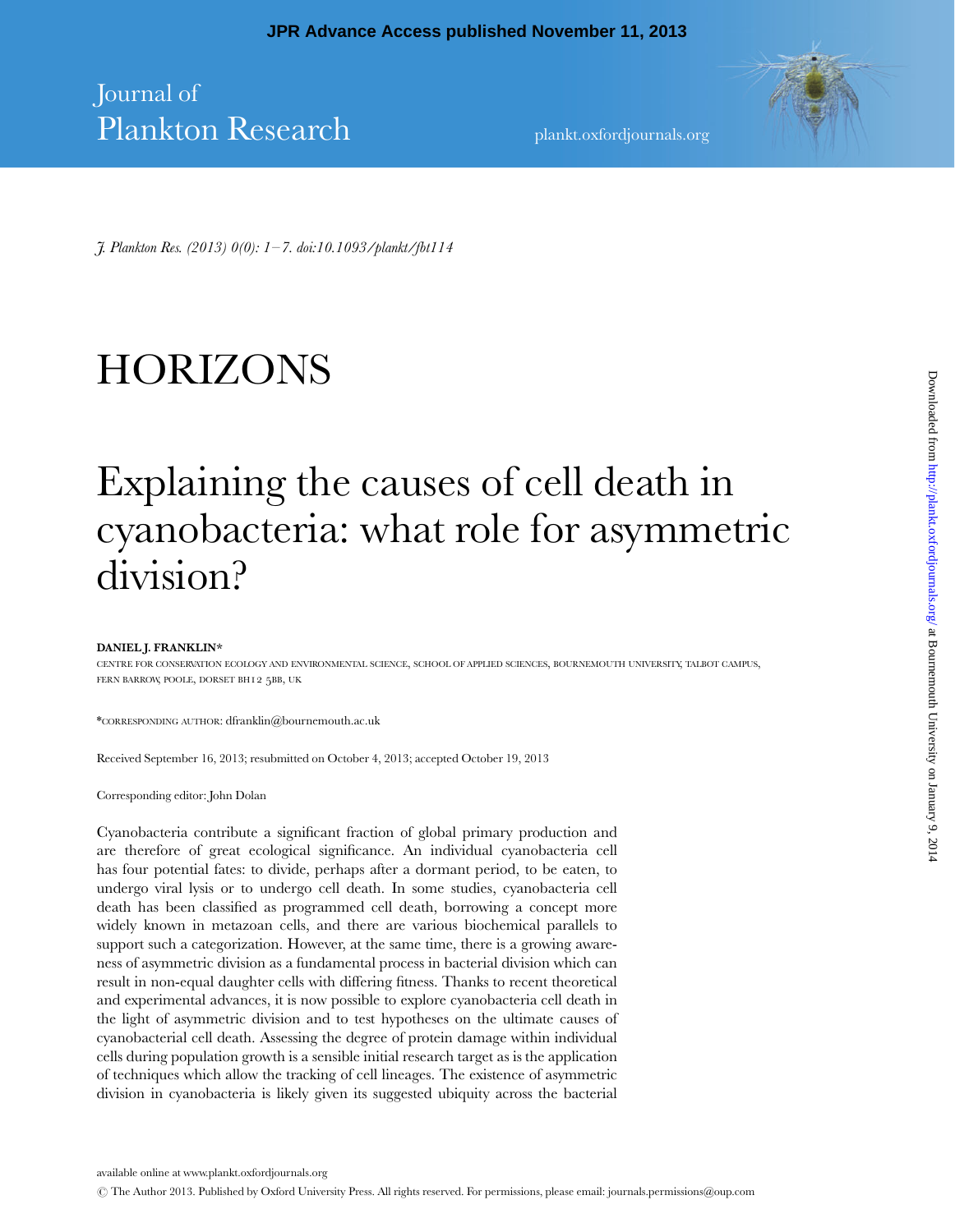# HORIZONS

# Explaining the causes of cell death in cyanobacteria: what role for asymmetric division?

**DANIEL J. FRANKLIN***

CENTRE FOR CONSERVATION ECOLOGY AND ENVIRONMENTAL SCIENCE, SCHOOL OF APPLIED SCIENCES, BOURNEMOUTH UNIVERSITY, TALBOT CAMPUS, FERN BARROW, POOLE, DORSET BH12 5BB, UK

*CORRESPONDING AUTHOR: dfranklin@bournemouth.ac.uk

Received September 16, 2013; resubmitted on October 4, 2013; accepted October 19, 2013

Corresponding editor: John Dolan

Cyanobacteria contribute a significant fraction of global primary production and are therefore of great ecological significance. An individual cyanobacteria cell has four potential fates: to divide, perhaps after a dormant period, to be eaten, to undergo viral lysis or to undergo cell death. In some studies, cyanobacteria cell death has been classified as programmed cell death, borrowing a concept more widely known in metazoan cells, and there are various biochemical parallels to support such a categorization. However, at the same time, there is a growing awareness of asymmetric division as a fundamental process in bacterial division which can result in non-equal daughter cells with differing fitness. Thanks to recent theoretical and experimental advances, it is now possible to explore cyanobacteria cell death in the light of asymmetric division and to test hypotheses on the ultimate causes of cyanobacterial cell death. Assessing the degree of protein damage within individual cells during population growth is a sensible initial research target as is the application of techniques which allow the tracking of cell lineages. The existence of asymmetric division in cyanobacteria is likely given its suggested ubiquity across the bacterial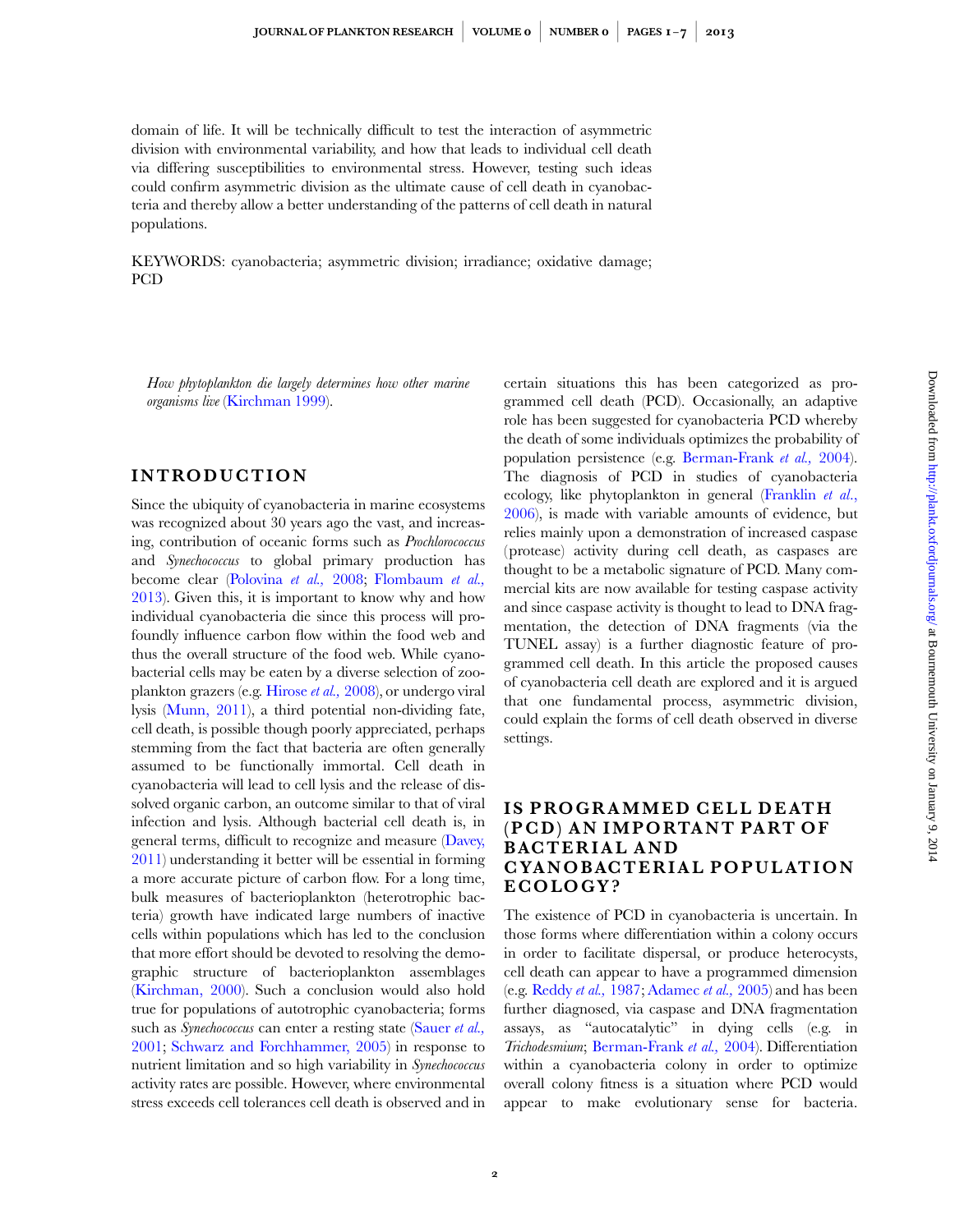domain of life. It will be technically difficult to test the interaction of asymmetric division with environmental variability, and how that leads to individual cell death via differing susceptibilities to environmental stress. However, testing such ideas could confirm asymmetric division as the ultimate cause of cell death in cyanobacteria and thereby allow a better understanding of the patterns of cell death in natural populations.

KEYWORDS: cyanobacteria; asymmetric division; irradiance; oxidative damage; PCD

*How phytoplankton die largely determines how other marine organisms live* (Kirchman 1999).

## INTRODUCTION

Since the ubiquity of cyanobacteria in marine ecosystems was recognized about 30 years ago the vast, and increasing, contribution of oceanic forms such as *Prochlorococcus* and *Synechococcus* to global primary production has become clear (Polovina *et al.*, 2008; Flombaum *et al.*, 2013). Given this, it is important to know why and how individual cyanobacteria die since this process will profoundly influence carbon flow within the food web and thus the overall structure of the food web. While cyanobacterial cells may be eaten by a diverse selection of zooplankton grazers (e.g. Hirose *et al.*, 2008), or undergo viral lysis (Munn, 2011), a third potential non-dividing fate, cell death, is possible though poorly appreciated, perhaps stemming from the fact that bacteria are often generally assumed to be functionally immortal. Cell death in cyanobacteria will lead to cell lysis and the release of dissolved organic carbon, an outcome similar to that of viral infection and lysis. Although bacterial cell death is, in general terms, difficult to recognize and measure (Davey, 2011) understanding it better will be essential in forming a more accurate picture of carbon flow. For a long time, bulk measures of bacterioplankton (heterotrophic bacteria) growth have indicated large numbers of inactive cells within populations which has led to the conclusion that more effort should be devoted to resolving the demographic structure of bacterioplankton assemblages (Kirchman, 2000). Such a conclusion would also hold true for populations of autotrophic cyanobacteria; forms such as *Synechococcus* can enter a resting state (Sauer *et al.*, 2001; Schwarz and Forchhammer, 2005) in response to nutrient limitation and so high variability in *Synechococcus* activity rates are possible. However, where environmental stress exceeds cell tolerances cell death is observed and in certain situations this has been categorized as programmed cell death (PCD). Occasionally, an adaptive role has been suggested for cyanobacteria PCD whereby the death of some individuals optimizes the probability of population persistence (e.g. Berman-Frank *et al.*, 2004). The diagnosis of PCD in studies of cyanobacteria ecology, like phytoplankton in general (Franklin *et al.*, 2006), is made with variable amounts of evidence, but relies mainly upon a demonstration of increased caspase (protease) activity during cell death, as caspases are thought to be a metabolic signature of PCD. Many commercial kits are now available for testing caspase activity and since caspase activity is thought to lead to DNA fragmentation, the detection of DNA fragments (via the TUNEL assay) is a further diagnostic feature of programmed cell death. In this article the proposed causes of cyanobacteria cell death are explored and it is argued that one fundamental process, asymmetric division, could explain the forms of cell death observed in diverse settings.

## IS PROGRAMMED CELL DEATH (PCD) AN IMPORTANT PART OF BACTERIAL AND CYANOBACTERIAL POPULATION ECOLOGY?

The existence of PCD in cyanobacteria is uncertain. In those forms where differentiation within a colony occurs in order to facilitate dispersal, or produce heterocysts, cell death can appear to have a programmed dimension (e.g. Reddy *et al.*, 1987; Adamec *et al.*, 2005) and has been further diagnosed, via caspase and DNA fragmentation assays, as "autocatalytic" in dying cells (e.g. in *Trichodesmium*; Berman-Frank *et al.*, 2004). Differentiation within a cyanobacteria colony in order to optimize overall colony fitness is a situation where PCD would appear to make evolutionary sense for bacteria.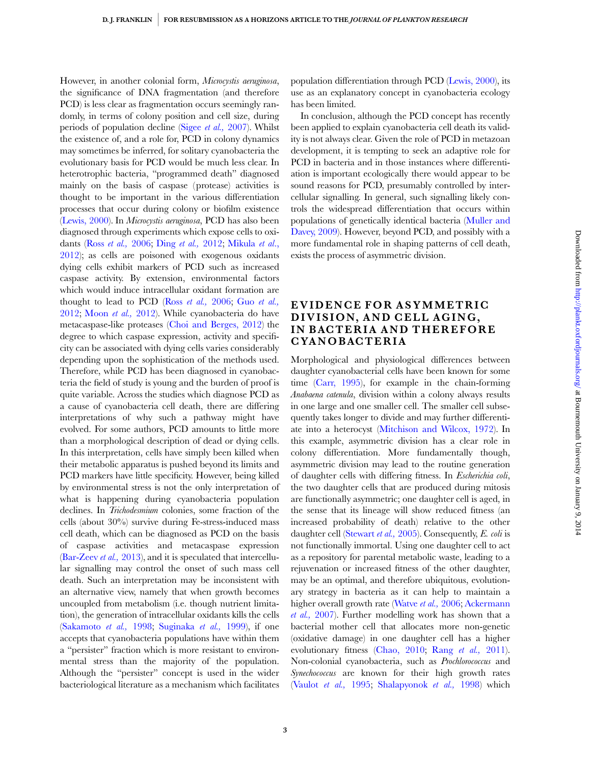However, in another colonial form, *Microcystis aeruginosa*, the significance of DNA fragmentation (and therefore PCD) is less clear as fragmentation occurs seemingly randomly, in terms of colony position and cell size, during periods of population decline (Sigee *et al.,* 2007). Whilst the existence of, and a role for, PCD in colony dynamics may sometimes be inferred, for solitary cyanobacteria the evolutionary basis for PCD would be much less clear. In heterotrophic bacteria, "programmed death" diagnosed mainly on the basis of caspase (protease) activities is thought to be important in the various differentiation processes that occur during colony or biofilm existence (Lewis, 2000). In *Microcystis aeruginosa*, PCD has also been diagnosed through experiments which expose cells to oxidants (Ross *et al.,* 2006; Ding *et al.,* 2012; Mikula *et al.,* 2012); as cells are poisoned with exogenous oxidants dying cells exhibit markers of PCD such as increased caspase activity. By extension, environmental factors which would induce intracellular oxidant formation are thought to lead to PCD (Ross *et al.,* 2006; Guo *et al.,* 2012; Moon *et al.,* 2012). While cyanobacteria do have metacaspase-like proteases (Choi and Berges, 2012) the degree to which caspase expression, activity and specificity can be associated with dying cells varies considerably depending upon the sophistication of the methods used. Therefore, while PCD has been diagnosed in cyanobacteria the field of study is young and the burden of proof is quite variable. Across the studies which diagnose PCD as a cause of cyanobacteria cell death, there are differing interpretations of why such a pathway might have evolved. For some authors, PCD amounts to little more than a morphological description of dead or dying cells. In this interpretation, cells have simply been killed when their metabolic apparatus is pushed beyond its limits and PCD markers have little specificity. However, being killed by environmental stress is not the only interpretation of what is happening during cyanobacteria population declines. In *Trichodesmium* colonies, some fraction of the cells (about 30%) survive during Fe-stress-induced mass cell death, which can be diagnosed as PCD on the basis of caspase activities and metacaspase expression (Bar-Zeev *et al.,* 2013), and it is speculated that intercellular signalling may control the onset of such mass cell death. Such an interpretation may be inconsistent with an alternative view, namely that when growth becomes uncoupled from metabolism (i.e. though nutrient limitation), the generation of intracellular oxidants kills the cells (Sakamoto *et al.,* 1998; Suginaka *et al.,* 1999), if one accepts that cyanobacteria populations have within them a "persister" fraction which is more resistant to environmental stress than the majority of the population. Although the "persister" concept is used in the wider bacteriological literature as a mechanism which facilitates population differentiation through PCD (Lewis, 2000), its use as an explanatory concept in cyanobacteria ecology has been limited.

In conclusion, although the PCD concept has recently been applied to explain cyanobacteria cell death its validity is not always clear. Given the role of PCD in metazoan development, it is tempting to seek an adaptive role for PCD in bacteria and in those instances where differentiation is important ecologically there would appear to be sound reasons for PCD, presumably controlled by intercellular signalling. In general, such signalling likely controls the widespread differentiation that occurs within populations of genetically identical bacteria (Muller and Davey, 2009). However, beyond PCD, and possibly with a more fundamental role in shaping patterns of cell death, exists the process of asymmetric division.

## EVIDENCE FOR ASYMMETRIC DIVISION, AND CELL AGING, IN BACTERIA AND THEREFORE CYANOBACTERIA

Morphological and physiological differences between daughter cyanobacterial cells have been known for some time (Carr, 1995), for example in the chain-forming *Anabaena catenula*, division within a colony always results in one large and one smaller cell. The smaller cell subsequently takes longer to divide and may further differentiate into a heterocyst (Mitchison and Wilcox, 1972). In this example, asymmetric division has a clear role in colony differentiation. More fundamentally though, asymmetric overall division may lead to the routine generation of daughter cells with differing fitness. In *Escherichia coli*, the two daughter cells that are produced during mitosis are functionally asymmetric; one daughter cell is aged, in the sense that its lineage will show reduced fitness (an increased probability of death) relative to the other daughter cell (Stewart *et al.,* 2005). Consequently, *E. coli* is not functionally immortal. Using one daughter cell to act as a repository for parental metabolic waste, leading to a rejuvenation or increased fitness of the other daughter, may be an optimal, and therefore ubiquitous, evolutionary strategy in bacteria as it can help to maintain a higher overall growth rate (Watve *et al.,* 2006; Ackermann *et al.,* 2007). Further modelling work has shown that a bacterial mother cell that allocates more non-genetic (oxidative damage) in one daughter cell has a higher evolutionary fitness (Chao, 2010; Rang *et al.,* 2011). Non-colonial cyanobacteria, such as *Prochlorococcus* and *Synechococcus* are known for their high growth rates (Vaulot *et al.,* 1995; Shalapyonok *et al.,* 1998) which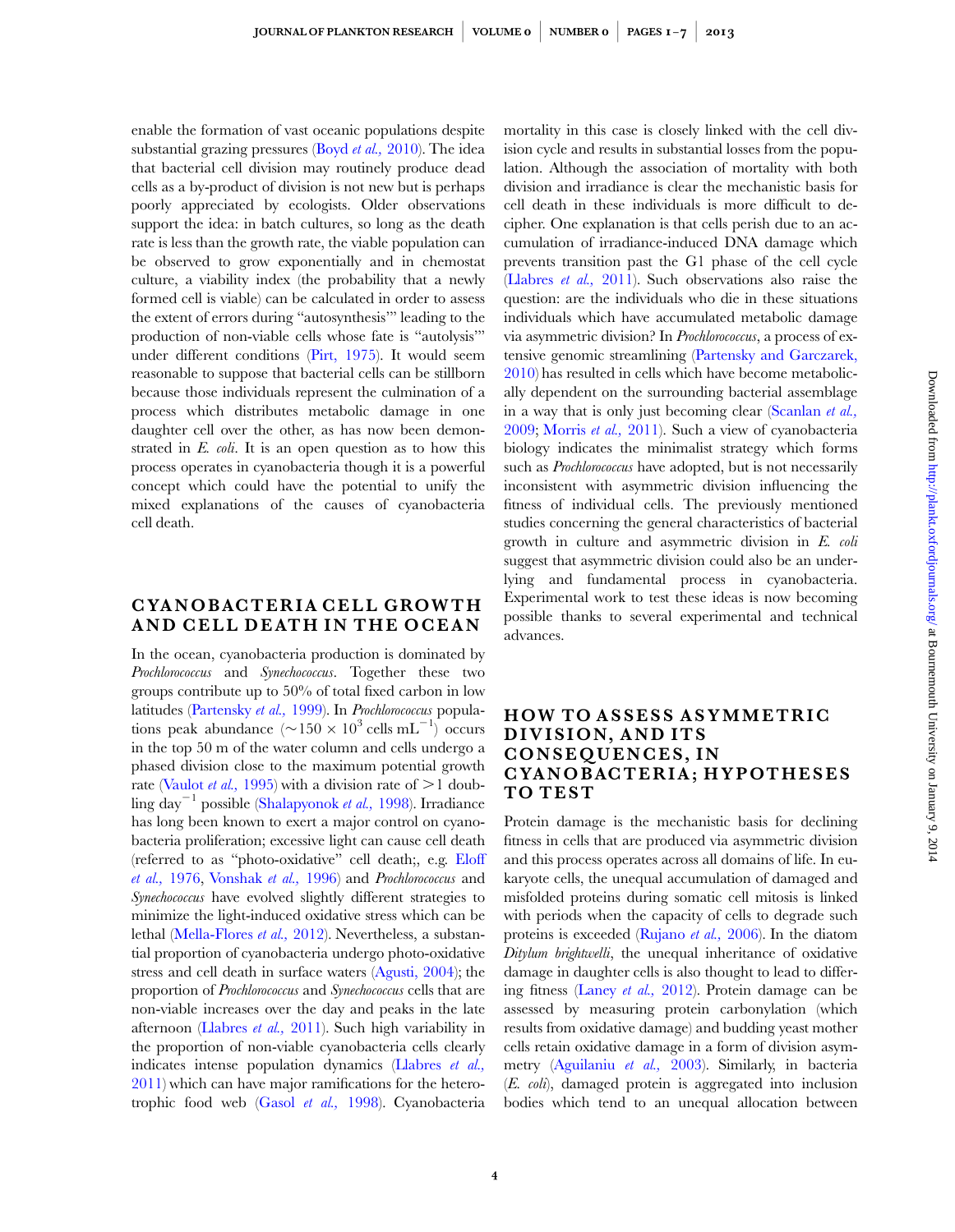enable the formation of vast oceanic populations despite substantial grazing pressures (Boyd *et al.,* 2010). The idea that bacterial cell division may routinely produce dead cells as a by-product of division is not new but is perhaps poorly appreciated by ecologists. Older observations support the idea: in batch cultures, so long as the death rate is less than the growth rate, the viable population can be observed to grow exponentially and in chemostat culture, a viability index (the probability that a newly formed cell is viable) can be calculated in order to assess the extent of errors during "autosynthesis'" leading to the production of non-viable cells whose fate is "autolysis'" under different conditions (Pirt, 1975). It would seem reasonable to suppose that bacterial cells can be stillborn because those individuals represent the culmination of a process which distributes metabolic damage in one daughter cell over the other, as has now been demonstrated in *E. coli*. It is an open question as to how this process operates in cyanobacteria though it is a powerful concept which could have the potential to unify the mixed explanations of the causes of cyanobacteria cell death.

## CYANOBACTERIA CELL GROWTH AND CELL DEATH IN THE OCEAN

In the ocean, cyanobacteria production is dominated by *Prochlorococcus* and *Synechococcus*. Together these two groups contribute up to 50% of total fixed carbon in low latitudes (Partensky *et al.,* 1999). In *Prochlorococcus* populations peak abundance ($\sim 150 \times 10^3$ cells $mL^{-1}$) occurs in the top 50 m of the water column and cells undergo a phased division close to the maximum potential growth rate (Vaulot *et al.,* 1995) with a division rate of $>1$ doubling $day^{-1}$ possible (Shalapyonok *et al.,* 1998). Irradiance has long been known to exert a major control on cyanobacteria proliferation; excessive light can cause cell death (referred to as "photo-oxidative" cell death;, e.g. Eloff *et al.,* 1976, Vonshak *et al.,* 1996) and *Prochlorococcus* and *Synechococcus* have evolved slightly different strategies to minimize the light-induced oxidative stress which can be lethal (Mella-Flores *et al.,* 2012). Nevertheless, a substantial proportion of cyanobacteria undergo photo-oxidative stress and cell death in surface waters (Agusti, 2004); the proportion of *Prochlorococcus* and *Synechococcus* cells that are non-viable increases over the day and peaks in the late afternoon (Llabres *et al.,* 2011). Such high variability in the proportion of non-viable cyanobacteria cells clearly indicates intense population dynamics (Llabres *et al.,* 2011) which can have major ramifications for the heterotrophic food web (Gasol *et al.,* 1998). Cyanobacteria mortality in this case is closely linked with the cell division cycle and results in substantial losses from the population. Although the association of mortality with both division and irradiance is clear the mechanistic basis for cell death in these individuals is more difficult to decipher. One explanation is that cells perish due to an accumulation of irradiance-induced DNA damage which prevents transition past the G1 phase of the cell cycle (Llabres *et al.,* 2011). Such observations also raise the question: are the individuals who die in these situations individuals which have accumulated metabolic damage via asymmetric division? In *Prochlorococcus*, a process of extensive genomic streamlining (Partensky and Garczarek, 2010) has resulted in cells which have become metabolically dependent on the surrounding bacterial assemblage in a way that is only just becoming clear (Scanlan *et al.,* 2009; Morris *et al.,* 2011). Such a view of cyanobacteria biology indicates the minimalist strategy which forms such as *Prochlorococcus* have adopted, but is not necessarily inconsistent with asymmetric division influencing the fitness of individual cells. The previously mentioned studies concerning the general characteristics of bacterial growth in culture and asymmetric division in *E. coli* suggest that asymmetric division could also be an underlying and fundamental process in cyanobacteria. Experimental work to test these ideas is now becoming possible thanks to several experimental and technical advances.

## HOW TO ASSESS ASYMMETRIC DIVISION, AND ITS CONSEQUENCES, IN CYANOBACTERIA; HYPOTHESES TO TEST

Protein damage is the mechanistic basis for declining fitness in cells that are produced via asymmetric division and this process operates across all domains of life. In eukaryote cells, the unequal accumulation of damaged and misfolded proteins during somatic cell mitosis is linked with periods when the capacity of cells to degrade such proteins is exceeded (Rujano *et al.,* 2006). In the diatom *Ditylum brightwelli*, the unequal inheritance of oxidative damage in daughter cells is also thought to lead to differing fitness (Laney *et al.,* 2012). Protein damage can be assessed by measuring protein carbonylation (which results from oxidative damage) and budding yeast mother cells retain oxidative damage in a form of division asymmetry (Aguilaniu *et al.,* 2003). Similarly, in bacteria (*E. coli*), damaged protein is aggregated into inclusion bodies which tend to an unequal allocation between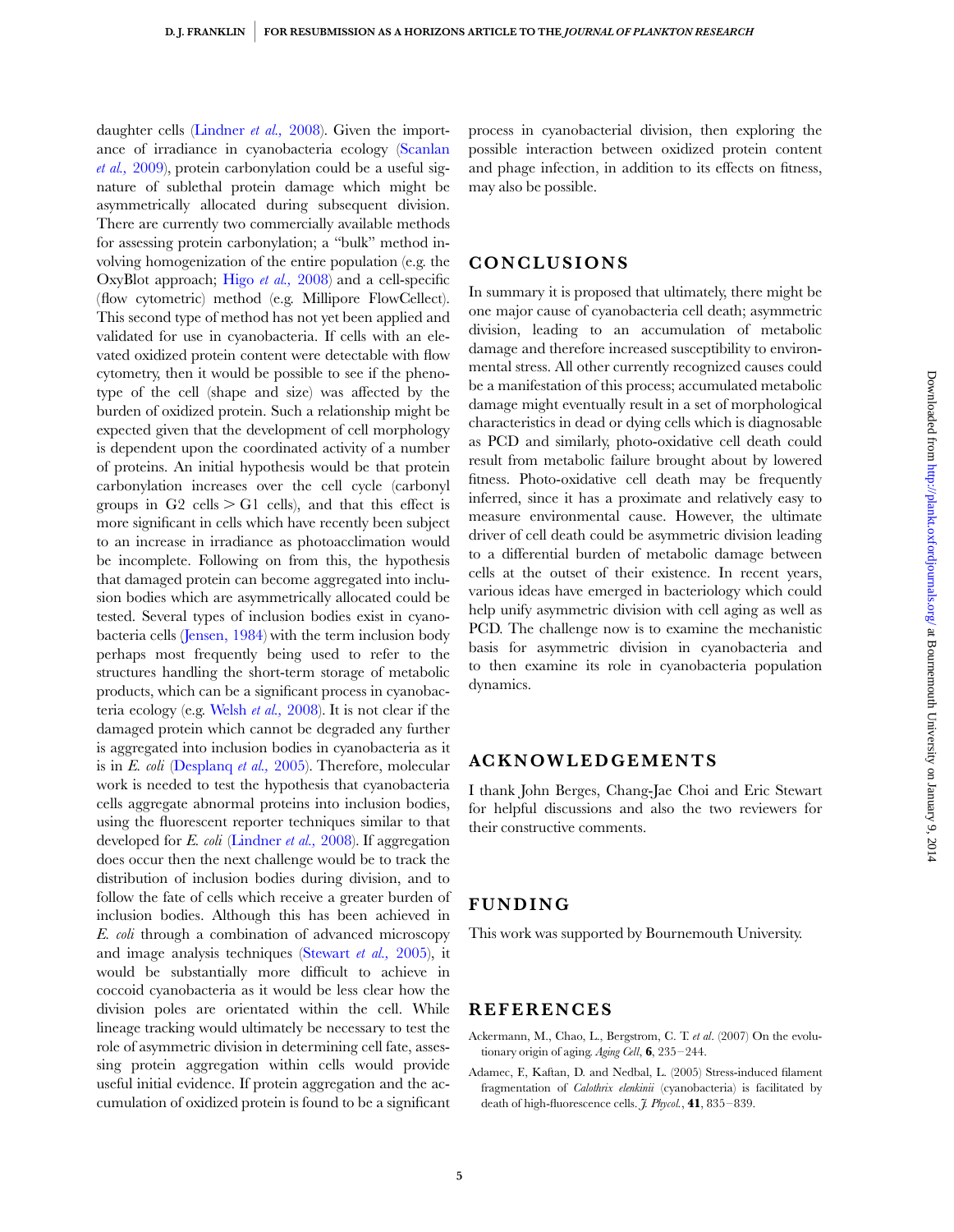daughter cells (Lindner *et al.*, 2008). Given the importance of irradiance in cyanobacteria ecology (Scanlan *et al.*, 2009), protein carbonylation could be a useful signature of sublethal protein damage which might be asymmetrically allocated during subsequent division. There are currently two commercially available methods for assessing protein carbonylation; a "bulk" method involving homogenization of the entire population (e.g. the OxyBlot approach; Higo *et al.*, 2008) and a cell-specific (flow cytometric) method (e.g. Millipore FlowCellect). This second type of method has not yet been applied and validated for use in cyanobacteria. If cells with an elevated oxidized protein content were detectable with flow cytometry, then it would be possible to see if the phenotype of the cell (shape and size) was affected by the burden of oxidized protein. Such a relationship might be expected given that the development of cell morphology is dependent upon the coordinated activity of a number of proteins. An initial hypothesis would be that protein carbonylation increases over the cell cycle (carbonyl groups in G2 cells > G1 cells), and that this effect is more significant in cells which have recently been subject to an increase in irradiance as photoacclimation would be incomplete. Following on from this, the hypothesis that damaged protein can become aggregated into inclusion bodies which are asymmetrically allocated could be tested. Several types of inclusion bodies exist in cyanobacteria cells (Jensen, 1984) with the term inclusion body perhaps most frequently being used to refer to the structures handling the short-term storage of metabolic products, which can be a significant process in cyanobacteria ecology (e.g. Welsh *et al.*, 2008). It is not clear if the damaged protein which cannot be degraded any further is aggregated into inclusion bodies in cyanobacteria as it is in *E. coli* (Desplanq *et al.*, 2005). Therefore, molecular work is needed to test the hypothesis that cyanobacteria cells aggregate abnormal proteins into inclusion bodies, using the fluorescent reporter techniques similar to that developed for *E. coli* (Lindner *et al.*, 2008). If aggregation does occur then the next challenge would be to track the distribution of inclusion bodies during division, and to follow the fate of cells which receive a greater burden of inclusion bodies. Although this has been achieved in *E. coli* through a combination of advanced microscopy and image analysis techniques (Stewart *et al.*, 2005), it would be substantially more difficult to achieve in coccoid cyanobacteria as it would be less clear how the division poles are orientated within the cell. While lineage tracking would ultimately be necessary to test the role of asymmetric division in determining cell fate, assessing protein aggregation within cells would provide useful initial evidence. If protein aggregation and the accumulation of oxidized protein is found to be a significant process in cyanobacterial division, then exploring the possible interaction between oxidized protein content and phage infection, in addition to its effects on fitness, may also be possible.

## CONCLUSIONS

In summary it is proposed that ultimately, there might be one major cause of cyanobacteria cell death; asymmetric division, leading to an accumulation of metabolic damage and therefore increased susceptibility to environmental stress. All other currently recognized causes could be a manifestation of this process; accumulated metabolic damage might eventually result in a set of morphological characteristics in dead or dying cells which is diagnosable as PCD and similarly, photo-oxidative cell death could result from metabolic failure brought about by lowered fitness. Photo-oxidative cell death may be frequently inferred, since it has a proximate and relatively easy to measure environmental cause. However, the ultimate driver of cell death could be asymmetric division leading to a differential burden of metabolic damage between cells at the outset of their existence. In recent years, various ideas have emerged in bacteriology which could help unify asymmetric division with cell aging as well as PCD. The challenge now is to examine the mechanistic basis for asymmetric division in cyanobacteria and to then examine its role in cyanobacteria population dynamics.

## ACKNOWLEDGEMENTS

I thank John Berges, Chang-Jae Choi and Eric Stewart for helpful discussions and also the two reviewers for their constructive comments.

## FUNDING

This work was supported by Bournemouth University.

## REFERENCES

Ackermann, M., Chao, L., Bergstrom, C. T. *et al.* (2007) On the evolutionary origin of aging. *Aging Cell*, **6**, 235–244.

Adamec, F., Kaftan, D. and Nedbal, L. (2005) Stress-induced filament fragmentation of *Calothrix elenkinii* (cyanobacteria) is facilitated by death of high-fluorescence cells. *J. Phycol.*, **41**, 835–839.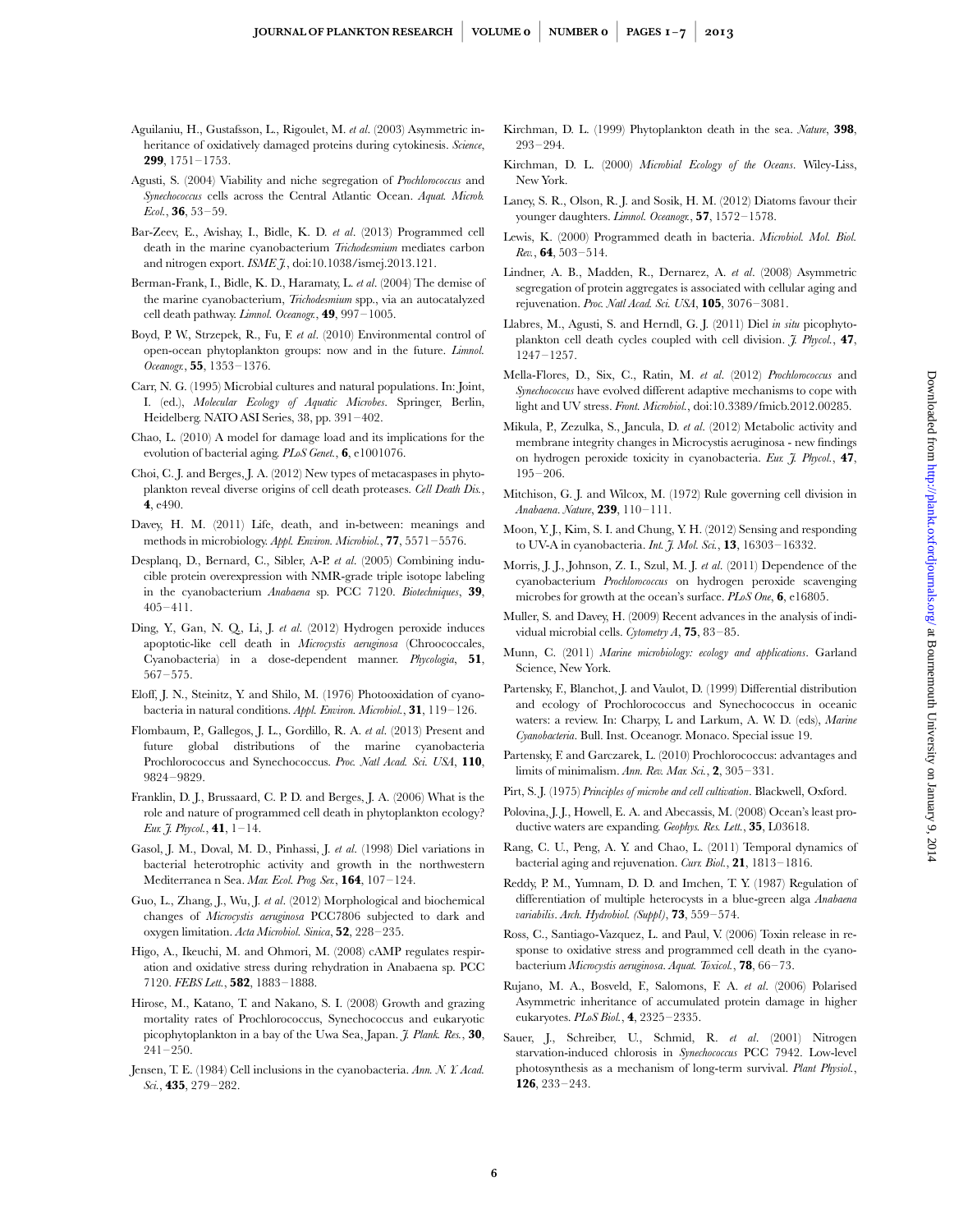Aguilaniu, H., Gustafsson, L., Rigoulet, M. *et al*. (2003) Asymmetric inheritance of oxidatively damaged proteins during cytokinesis. *Science*, **299**, 1751–1753.

Agusti, S. (2004) Viability and niche segregation of *Prochlorococcus* and *Synechococcus* cells across the Central Atlantic Ocean. *Aquat. Microb. Ecol.*, **36**, 53–59.

Bar-Zeev, E., Avishay, I., Bidle, K. D. *et al*. (2013) Programmed cell death in the marine cyanobacterium *Trichodesmium* mediates carbon and nitrogen export. *ISME J.*, doi:10.1038/ismej.2013.121.

Berman-Frank, I., Bidle, K. D., Haramaty, L. *et al*. (2004) The demise of the marine cyanobacterium, *Trichodesmium* spp., via an autocatalyzed cell death pathway. *Limnol. Oceanogr.*, **49**, 997–1005.

Boyd, P. W., Strzepek, R., Fu, F. *et al*. (2010) Environmental control of open-ocean phytoplankton groups: now and in the future. *Limnol. Oceanogr.*, **55**, 1353–1376.

Carr, N. G. (1995) Microbial cultures and natural populations. In: Joint, I. (ed.), *Molecular Ecology of Aquatic Microbes*. Springer, Berlin, Heidelberg. NATO ASI Series, 38, pp. 391–402.

Chao, L. (2010) A model for damage load and its implications for the evolution of bacterial aging. *PLoS Genet.*, **6**, e1001076.

Choi, C. J. and Berges, J. A. (2012) New types of metacaspases in phytoplankton reveal diverse origins of cell death proteases. *Cell Death Dis.*, **4**, e490.

Davey, H. M. (2011) Life, death, and in-between: meanings and methods in microbiology. *Appl. Environ. Microbiol.*, **77**, 5571–5576.

Desplanq, D., Bernard, C., Sibler, A-P. *et al*. (2005) Combining inducible protein overexpression with NMR-grade triple isotope labeling in the cyanobacterium *Anabaena* sp. PCC 7120. *Biotechniques*, **39**, 405–411.

Ding, Y., Gan, N. Q., Li, J. *et al*. (2012) Hydrogen peroxide induces apoptotic-like cell death in *Microcystis aeruginosa* (Chroococcales, Cyanobacteria) in a dose-dependent manner. *Phycologia*, **51**, 567–575.

Eloff, J. N., Steinitz, Y. and Shilo, M. (1976) Photooxidation of cyanobacteria in natural conditions. *Appl. Environ. Microbiol.*, **31**, 119–126.

Flombaum, P., Gallegos, J. L., Gordillo, R. A. *et al*. (2013) Present and future global distributions of the marine cyanobacteria Prochlorococcus and Synechococcus. *Proc. Natl Acad. Sci. USA*, **110**, 9824–9829.

Franklin, D. J., Brussaard, C. P. D. and Berges, J. A. (2006) What is the role and nature of programmed cell death in phytoplankton ecology? *Eur. J. Phycol.*, **41**, 1–14.

Gasol, J. M., Doval, M. D., Pinhassi, J. *et al*. (1998) Diel variations in bacterial heterotrophic activity and growth in the northwestern Mediterranea n Sea. *Mar. Ecol. Prog. Ser.*, **164**, 107–124.

Guo, L., Zhang, J., Wu, J. *et al*. (2012) Morphological and biochemical changes of *Microcystis aeruginosa* PCC7806 subjected to dark and oxygen limitation. *Acta Microbiol. Sinica*, **52**, 228–235.

Higo, A., Ikeuchi, M. and Ohmori, M. (2008) cAMP regulates respiration and oxidative stress during rehydration in Anabaena sp. PCC 7120. *FEBS Lett.*, **582**, 1883–1888.

Hirose, M., Katano, T. and Nakano, S. I. (2008) Growth and grazing mortality rates of Prochlorococcus, Synechococcus and eukaryotic picophytoplankton in a bay of the Uwa Sea, Japan. *J. Plank. Res.*, **30**, 241–250.

Jensen, T. E. (1984) Cell inclusions in the cyanobacteria. *Ann. N. Y. Acad. Sci.*, **435**, 279–282.

Kirchman, D. L. (1999) Phytoplankton death in the sea. *Nature*, **398**, 293–294.

Kirchman, D. L. (2000) *Microbial Ecology of the Oceans*. Wiley-Liss, New York.

Laney, S. R., Olson, R. J. and Sosik, H. M. (2012) Diatoms favour their younger daughters. *Limnol. Oceanogr.*, **57**, 1572–1578.

Lewis, K. (2000) Programmed death in bacteria. *Microbiol. Mol. Biol. Rev.*, **64**, 503–514.

Lindner, A. B., Madden, R., Dernarez, A. *et al*. (2008) Asymmetric segregation of protein aggregates is associated with cellular aging and rejuvenation. *Proc. Natl Acad. Sci. USA*, **105**, 3076–3081.

Llabres, M., Agusti, S. and Herndl, G. J. (2011) Diel *in situ* picophytoplankton cell death cycles coupled with cell division. *J. Phycol.*, **47**, 1247–1257.

Mella-Flores, D., Six, C., Ratin, M. *et al*. (2012) *Prochlorococcus* and *Synechococcus* have evolved different adaptive mechanisms to cope with light and UV stress. *Front. Microbiol.*, doi:10.3389/fmicb.2012.00285.

Mikula, P., Zezulka, S., Jancula, D. *et al*. (2012) Metabolic activity and membrane integrity changes in Microcystis aeruginosa - new findings on hydrogen peroxide toxicity in cyanobacteria. *Eur. J. Phycol.*, **47**, 195–206.

Mitchison, G. J. and Wilcox, M. (1972) Rule governing cell division in *Anabaena*. *Nature*, **239**, 110–111.

Moon, Y. J., Kim, S. I. and Chung, Y. H. (2012) Sensing and responding to UV-A in cyanobacteria. *Int. J. Mol. Sci.*, **13**, 16303–16332.

Morris, J. J., Johnson, Z. I., Szul, M. J. *et al*. (2011) Dependence of the cyanobacterium *Prochlorococcus* on hydrogen peroxide scavenging microbes for growth at the ocean's surface. *PLoS One*, **6**, e16805.

Muller, S. and Davey, H. (2009) Recent advances in the analysis of individual microbial cells. *Cytometry A*, **75**, 83–85.

Munn, C. (2011) *Marine microbiology: ecology and applications*. Garland Science, New York.

Partensky, F., Blanchot, J. and Vaulot, D. (1999) Differential distribution and ecology of Prochlorococcus and Synechococcus in oceanic waters: a review. In: Charpy, L and Larkum, A. W. D. (eds), *Marine Cyanobacteria*. Bull. Inst. Oceanogr. Monaco. Special issue 19.

Partensky, F. and Garczarek, L. (2010) Prochlorococcus: advantages and limits of minimalism. *Ann. Rev. Mar. Sci.*, **2**, 305–331.

Pirt, S. J. (1975) *Principles of microbe and cell cultivation*. Blackwell, Oxford.

Polovina, J. J., Howell, E. A. and Abecassis, M. (2008) Ocean's least productive waters are expanding. *Geophys. Res. Lett.*, **35**, L03618.

Rang, C. U., Peng, A. Y. and Chao, L. (2011) Temporal dynamics of bacterial aging and rejuvenation. *Curr. Biol.*, **21**, 1813–1816.

Reddy, P. M., Yumnam, D. D. and Imchen, T. Y. (1987) Regulation of differentiation of multiple heterocysts in a blue-green alga *Anabaena variabilis*. *Arch. Hydrobiol. (Suppl)*, **73**, 559–574.

Ross, C., Santiago-Vazquez, L. and Paul, V. (2006) Toxin release in response to oxidative stress and programmed cell death in the cyanobacterium *Microcystis aeruginosa*. *Aquat. Toxicol.*, **78**, 66–73.

Rujano, M. A., Bosveld, F., Salomons, F. A. *et al*. (2006) Polarised Asymmetric inheritance of accumulated protein damage in higher eukaryotes. *PLoS Biol.*, **4**, 2325–2335.

Sauer, J., Schreiber, U., Schmid, R. *et al*. (2001) Nitrogen starvation-induced chlorosis in *Synechococcus* PCC 7942. Low-level photosynthesis as a mechanism of long-term survival. *Plant Physiol.*, **126**, 233–243.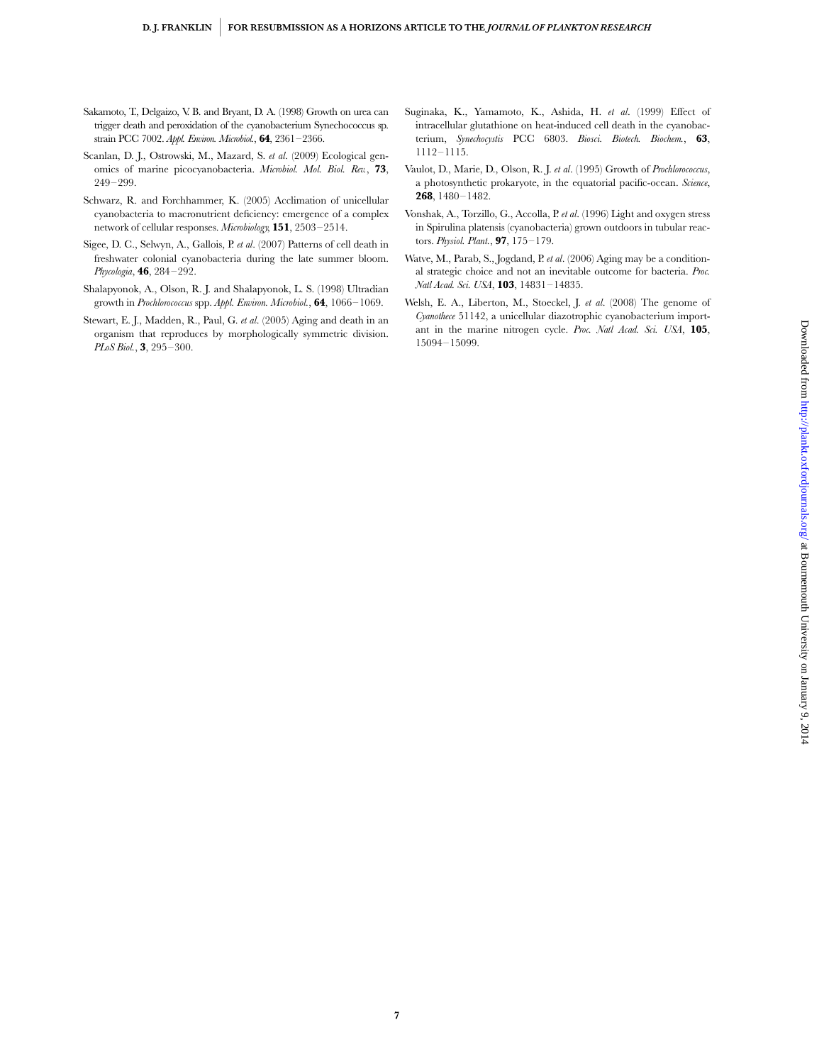Sakamoto, T., Delgaizo, V. B. and Bryant, D. A. (1998) Growth on urea can trigger death and peroxidation of the cyanobacterium Synechococcus sp. strain PCC 7002. *Appl. Environ. Microbiol.*, **64**, 2361–2366.

Scanlan, D. J., Ostrowski, M., Mazard, S. *et al*. (2009) Ecological genomics of marine picocyanobacteria. *Microbiol. Mol. Biol. Rev.*, **73**, 249–299.

Schwarz, R. and Forchhammer, K. (2005) Acclimation of unicellular cyanobacteria to macronutrient deficiency: emergence of a complex network of cellular responses. *Microbiology*, **151**, 2503–2514.

Sigee, D. C., Selwyn, A., Gallois, P. *et al*. (2007) Patterns of cell death in freshwater colonial cyanobacteria during the late summer bloom. *Phycologia*, **46**, 284–292.

Shalapyonok, A., Olson, R. J. and Shalapyonok, L. S. (1998) Ultradian growth in *Prochlorococcus* spp. *Appl. Environ. Microbiol.*, **64**, 1066–1069.

Stewart, E. J., Madden, R., Paul, G. *et al*. (2005) Aging and death in an organism that reproduces by morphologically symmetric division. *PLoS Biol.*, **3**, 295–300.

Suginaka, K., Yamamoto, K., Ashida, H. *et al*. (1999) Effect of intracellular glutathione on heat-induced cell death in the cyanobacterium, *Synechocystis* PCC 6803. *Biosci. Biotech. Biochem.*, **63**, 1112–1115.

Vaulot, D., Marie, D., Olson, R. J. *et al*. (1995) Growth of *Prochlorococcus*, a photosynthetic prokaryote, in the equatorial pacific-ocean. *Science*, **268**, 1480–1482.

Vonshak, A., Torzillo, G., Accolla, P. *et al*. (1996) Light and oxygen stress in Spirulina platensis (cyanobacteria) grown outdoors in tubular reactors. *Physiol. Plant.*, **97**, 175–179.

Watve, M., Parab, S., Jogdand, P. *et al*. (2006) Aging may be a conditional strategic choice and not an inevitable outcome for bacteria. *Proc. Natl Acad. Sci. USA*, **103**, 14831–14835.

Welsh, E. A., Liberton, M., Stoeckel, J. *et al*. (2008) The genome of *Cyanothece* 51142, a unicellular diazotrophic cyanobacterium important in the marine nitrogen cycle. *Proc. Natl Acad. Sci. USA*, **105**, 15094–15099.